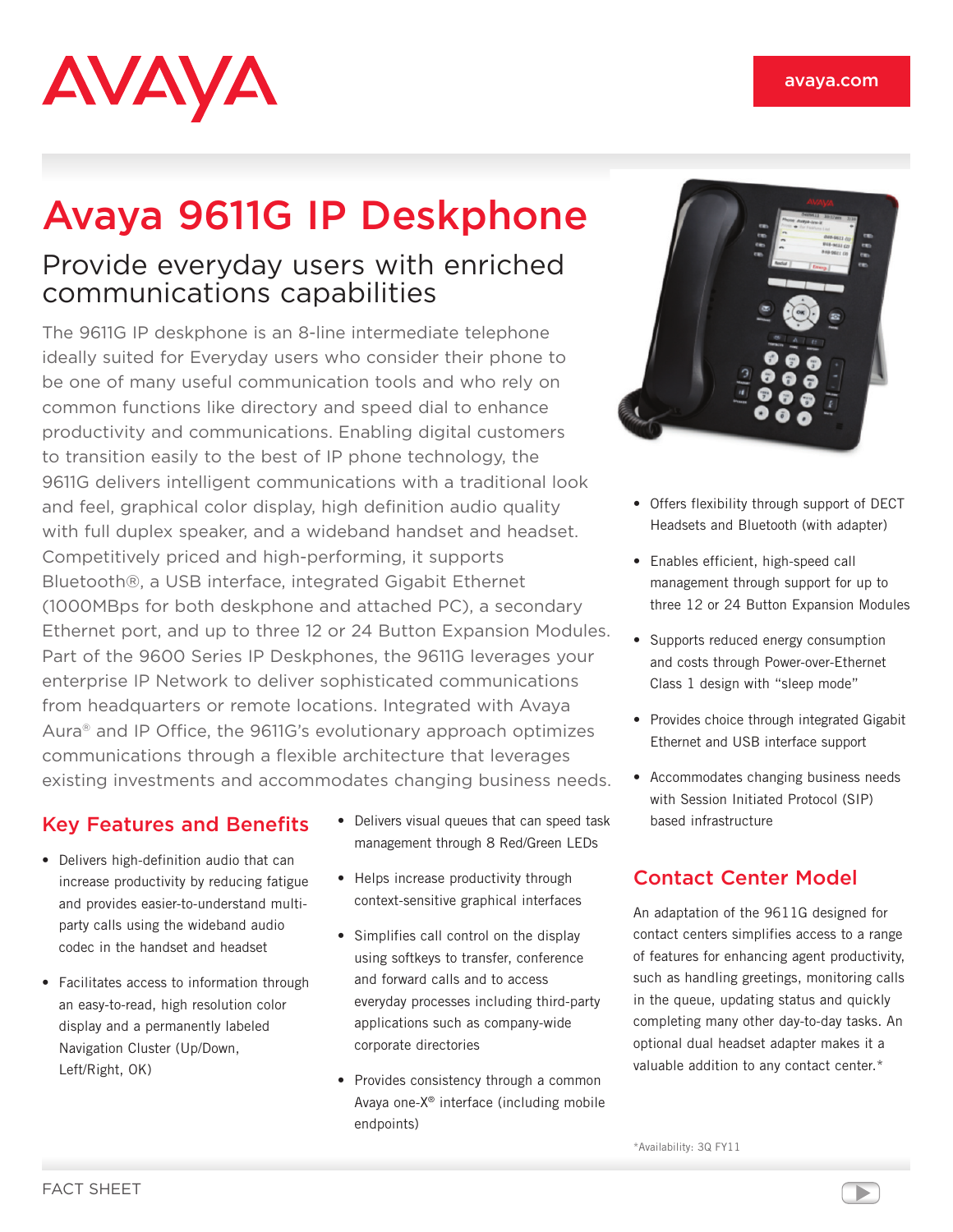# Avaya 9611G IP Deskphone

## Provide everyday users with enriched communications capabilities

The 9611G IP deskphone is an 8-line intermediate telephone ideally suited for Everyday users who consider their phone to be one of many useful communication tools and who rely on common functions like directory and speed dial to enhance productivity and communications. Enabling digital customers to transition easily to the best of IP phone technology, the 9611G delivers intelligent communications with a traditional look and feel, graphical color display, high definition audio quality with full duplex speaker, and a wideband handset and headset. Competitively priced and high-performing, it supports Bluetooth®, a USB interface, integrated Gigabit Ethernet (1000MBps for both deskphone and attached PC), a secondary Ethernet port, and up to three 12 or 24 Button Expansion Modules. Part of the 9600 Series IP Deskphones, the 9611G leverages your enterprise IP Network to deliver sophisticated communications from headquarters or remote locations. Integrated with Avaya Aura® and IP Office, the 9611G's evolutionary approach optimizes communications through a flexible architecture that leverages existing investments and accommodates changing business needs.

## Key Features and Benefits

- Delivers high-definition audio that can increase productivity by reducing fatigue and provides easier-to-understand multi-party calls using the wideband audio codec in the handset and headset
- Facilitates access to information through an easy-to-read, high resolution color display and a permanently labeled Navigation Cluster (Up/Down, Left/Right, OK)
- Delivers visual queues that can speed task management through 8 Red/Green LEDs
- Helps increase productivity through context-sensitive graphical interfaces
- Simplifies call control on the display using softkeys to transfer, conference and forward calls and to access everyday processes including third-party applications such as company-wide corporate directories
- Provides consistency through a common Avaya one-X® interface (including mobile endpoints)
- Offers flexibility through support of DECT Headsets and Bluetooth (with adapter)
- Enables efficient, high-speed call management through support for up to three 12 or 24 Button Expansion Modules
- Supports reduced energy consumption and costs through Power-over-Ethernet Class 1 design with "sleep mode"
- Provides choice through integrated Gigabit Ethernet and USB interface support
- Accommodates changing business needs with Session Initiated Protocol (SIP) based infrastructure

## Contact Center Model

An adaptation of the 9611G designed for contact centers simplifies access to a range of features for enhancing agent productivity, such as handling greetings, monitoring calls in the queue, updating status and quickly completing many other day-to-day tasks. An optional dual headset adapter makes it a valuable addition to any contact center.*

*Availability: 3Q FY11

FACT SHEET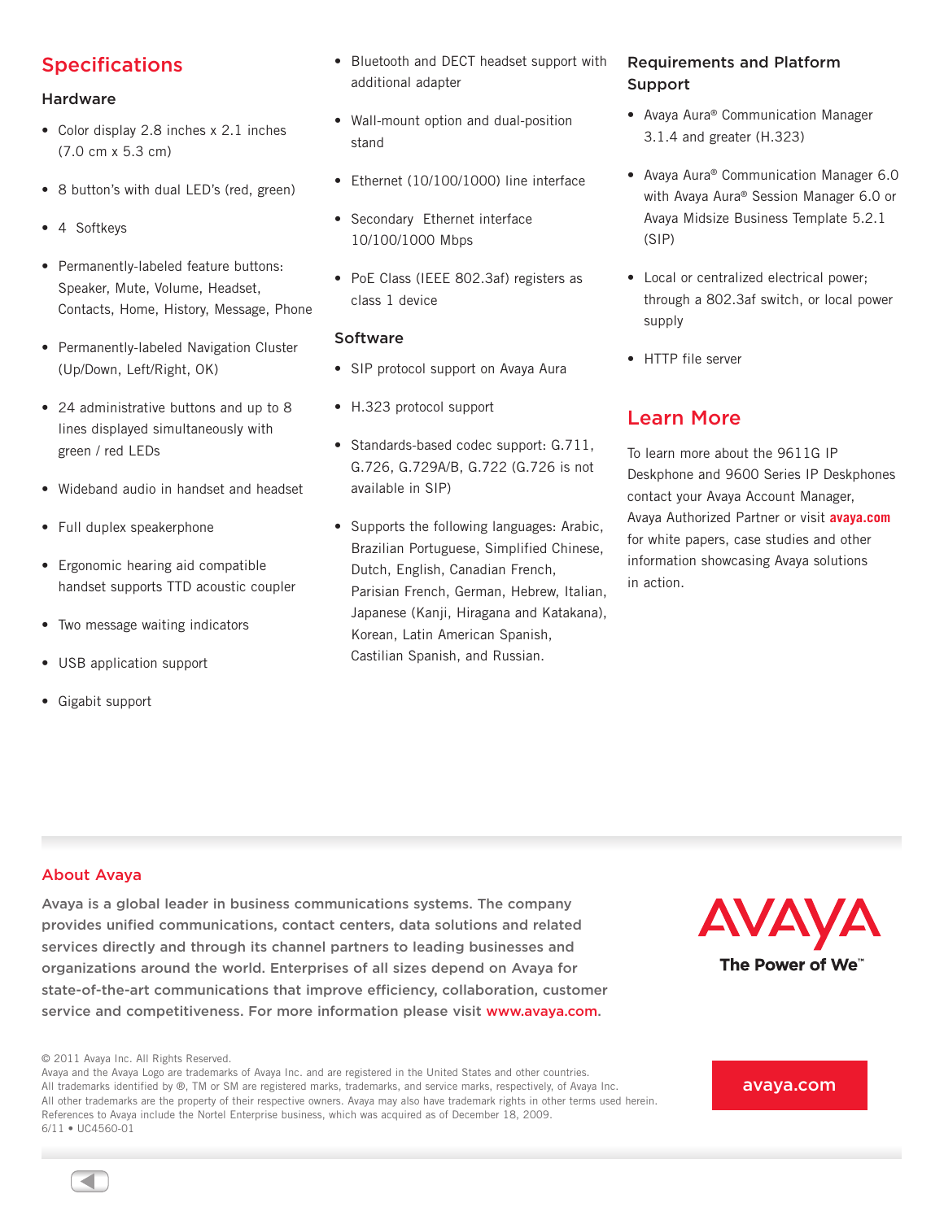## Specifications

### Hardware

- Color display 2.8 inches x 2.1 inches (7.0 cm x 5.3 cm)
- 8 button's with dual LED's (red, green)
- 4 Softkeys
- Permanently-labeled feature buttons: Speaker, Mute, Volume, Headset, Contacts, Home, History, Message, Phone
- Permanently-labeled Navigation Cluster (Up/Down, Left/Right, OK)
- 24 administrative buttons and up to 8 lines displayed simultaneously with green / red LEDs
- Wideband audio in handset and headset
- Full duplex speakerphone
- Ergonomic hearing aid compatible handset supports TTD acoustic coupler
- Two message waiting indicators
- USB application support
- Gigabit support
- Bluetooth and DECT headset support with additional adapter
- Wall-mount option and dual-position stand
- Ethernet (10/100/1000) line interface
- Secondary Ethernet interface 10/100/1000 Mbps
- PoE Class (IEEE 802.3af) registers as class 1 device

### Software

- SIP protocol support on Avaya Aura
- H.323 protocol support
- Standards-based codec support: G.711, G.726, G.729A/B, G.722 (G.726 is not available in SIP)
- Supports the following languages: Arabic, Brazilian Portuguese, Simplified Chinese, Dutch, English, Canadian French, Parisian French, German, Hebrew, Italian, Japanese (Kanji, Hiragana and Katakana), Korean, Latin American Spanish, Castilian Spanish, and Russian.

### Requirements and Platform Support

- Avaya Aura® Communication Manager 3.1.4 and greater (H.323)
- Avaya Aura® Communication Manager 6.0 with Avaya Aura® Session Manager 6.0 or Avaya Midsize Business Template 5.2.1 (SIP)
- Local or centralized electrical power; through a 802.3af switch, or local power supply
- HTTP file server

## Learn More

To learn more about the 9611G IP Deskphone and 9600 Series IP Deskphones contact your Avaya Account Manager, Avaya Authorized Partner or visit **avaya.com** for white papers, case studies and other information showcasing Avaya solutions in action.

## About Avaya

Avaya is a global leader in business communications systems. The company provides unified communications, contact centers, data solutions and related services directly and through its channel partners to leading businesses and organizations around the world. Enterprises of all sizes depend on Avaya for state-of-the-art communications that improve efficiency, collaboration, customer service and competitiveness. For more information please visit www.avaya.com.

AVAYA

The Power of We™

© 2011 Avaya Inc. All Rights Reserved.
Avaya and the Avaya Logo are trademarks of Avaya Inc. and are registered in the United States and other countries.
All trademarks identified by ®, TM or SM are registered marks, trademarks, and service marks, respectively, of Avaya Inc.
All other trademarks are the property of their respective owners. Avaya may also have trademark rights in other terms used herein.
References to Avaya include the Nortel Enterprise business, which was acquired as of December 18, 2009.
6/11 • UC4560-01

avaya.com